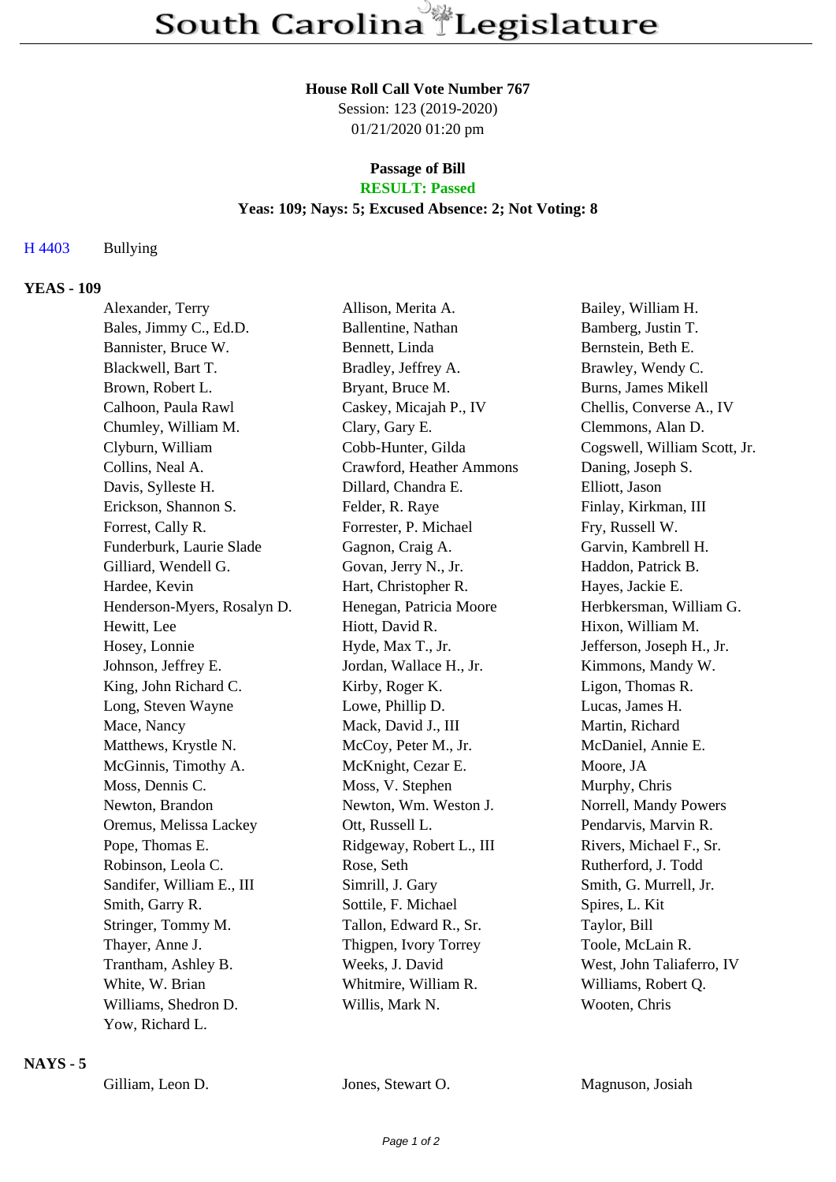# South Carolina Legislature

**House Roll Call Vote Number 767**
Session: 123 (2019-2020)
01/21/2020 01:20 pm

**Passage of Bill**
**RESULT: Passed**
**Yeas: 109; Nays: 5; Excused Absence: 2; Not Voting: 8**

H 4403 Bullying

## YEAS - 109

| | | |
|---|---|---|
| Alexander, Terry | Allison, Merita A. | Bailey, William H. |
| Bales, Jimmy C., Ed.D. | Ballentine, Nathan | Bamberg, Justin T. |
| Bannister, Bruce W. | Bennett, Linda | Bernstein, Beth E. |
| Blackwell, Bart T. | Bradley, Jeffrey A. | Brawley, Wendy C. |
| Brown, Robert L. | Bryant, Bruce M. | Burns, James Mikell |
| Calhoon, Paula Rawl | Caskey, Micajah P., IV | Chellis, Converse A., IV |
| Chumley, William M. | Clary, Gary E. | Clemmons, Alan D. |
| Clyburn, William | Cobb-Hunter, Gilda | Cogswell, William Scott, Jr. |
| Collins, Neal A. | Crawford, Heather Ammons | Daning, Joseph S. |
| Davis, Sylleste H. | Dillard, Chandra E. | Elliott, Jason |
| Erickson, Shannon S. | Felder, R. Raye | Finlay, Kirkman, III |
| Forrest, Cally R. | Forrester, P. Michael | Fry, Russell W. |
| Funderburk, Laurie Slade | Gagnon, Craig A. | Garvin, Kambrell H. |
| Gilliard, Wendell G. | Govan, Jerry N., Jr. | Haddon, Patrick B. |
| Hardee, Kevin | Hart, Christopher R. | Hayes, Jackie E. |
| Henderson-Myers, Rosalyn D. | Henegan, Patricia Moore | Herbkersman, William G. |
| Hewitt, Lee | Hiott, David R. | Hixon, William M. |
| Hosey, Lonnie | Hyde, Max T., Jr. | Jefferson, Joseph H., Jr. |
| Johnson, Jeffrey E. | Jordan, Wallace H., Jr. | Kimmons, Mandy W. |
| King, John Richard C. | Kirby, Roger K. | Ligon, Thomas R. |
| Long, Steven Wayne | Lowe, Phillip D. | Lucas, James H. |
| Mace, Nancy | Mack, David J., III | Martin, Richard |
| Matthews, Krystle N. | McCoy, Peter M., Jr. | McDaniel, Annie E. |
| McGinnis, Timothy A. | McKnight, Cezar E. | Moore, JA |
| Moss, Dennis C. | Moss, V. Stephen | Murphy, Chris |
| Newton, Brandon | Newton, Wm. Weston J. | Norrell, Mandy Powers |
| Oremus, Melissa Lackey | Ott, Russell L. | Pendarvis, Marvin R. |
| Pope, Thomas E. | Ridgeway, Robert L., III | Rivers, Michael F., Sr. |
| Robinson, Leola C. | Rose, Seth | Rutherford, J. Todd |
| Sandifer, William E., III | Simrill, J. Gary | Smith, G. Murrell, Jr. |
| Smith, Garry R. | Sottile, F. Michael | Spires, L. Kit |
| Stringer, Tommy M. | Tallon, Edward R., Sr. | Taylor, Bill |
| Thayer, Anne J. | Thigpen, Ivory Torrey | Toole, McLain R. |
| Trantham, Ashley B. | Weeks, J. David | West, John Taliaferro, IV |
| White, W. Brian | Whitmire, William R. | Williams, Robert Q. |
| Williams, Shedron D. | Willis, Mark N. | Wooten, Chris |
| Yow, Richard L. | | |

## NAYS - 5

| | | |
|---|---|---|
| Gilliam, Leon D. | Jones, Stewart O. | Magnuson, Josiah |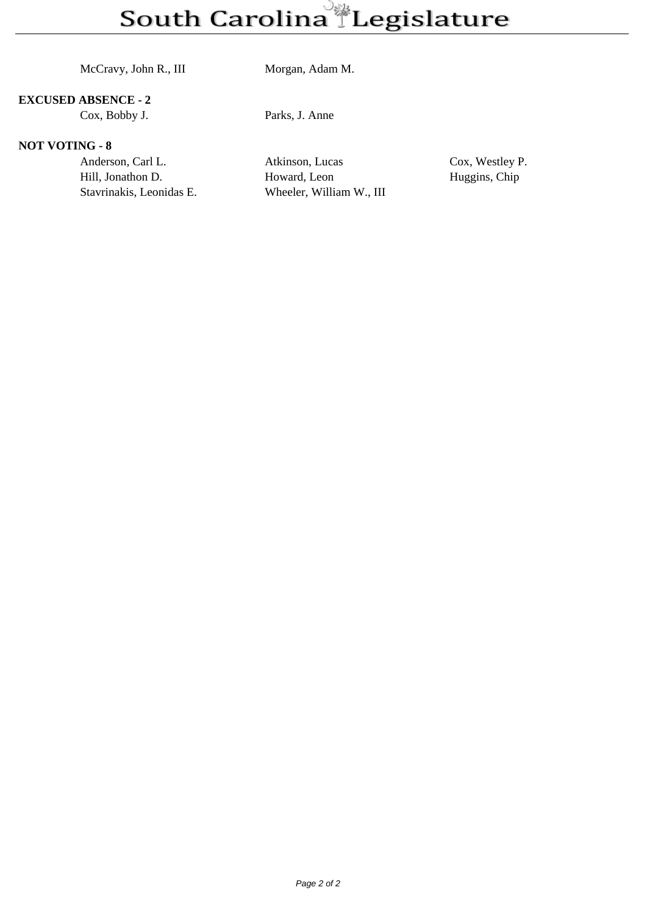| | |
|---|---|
| McCravy, John R., III | Morgan, Adam M. |

**EXCUSED ABSENCE - 2**

| | |
|---|---|
| Cox, Bobby J. | Parks, J. Anne |

**NOT VOTING - 8**

| | | |
|---|---|---|
| Anderson, Carl L. | Atkinson, Lucas | Cox, Westley P. |
| Hill, Jonathon D. | Howard, Leon | Huggins, Chip |
| Stavrinakis, Leonidas E. | Wheeler, William W., III | |